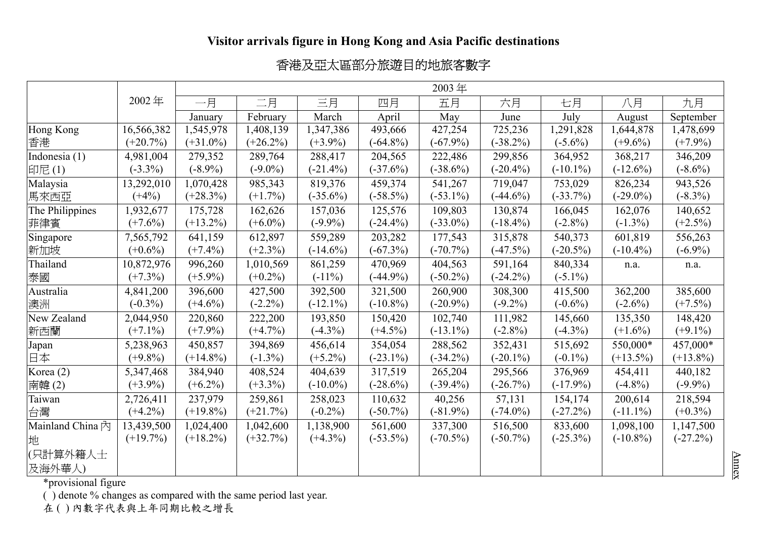**Visitor arrivals figure in Hong Kong and Asia Pacific destinations**

**香港及亞太區部分旅遊目的地旅客數字**

| | 2002 年 | 2003 年 | | | | | | | | |
|---|---|---|---|---|---|---|---|---|---|---|
| | | 一月 January | 二月 February | 三月 March | 四月 April | 五月 May | 六月 June | 七月 July | 八月 August | 九月 September |
| Hong Kong 香港 | 16,566,382 (+20.7%) | 1,545,978 (+31.0%) | 1,408,139 (+26.2%) | 1,347,386 (+3.9%) | 493,666 (-64.8%) | 427,254 (-67.9%) | 725,236 (-38.2%) | 1,291,828 (-5.6%) | 1,644,878 (+9.6%) | 1,478,699 (+7.9%) |
| Indonesia (1) 印尼 (1) | 4,981,004 (-3.3%) | 279,352 (-8.9%) | 289,764 (-9.0%) | 288,417 (-21.4%) | 204,565 (-37.6%) | 222,486 (-38.6%) | 299,856 (-20.4%) | 364,952 (-10.1%) | 368,217 (-12.6%) | 346,209 (-8.6%) |
| Malaysia 馬來西亞 | 13,292,010 (+4%) | 1,070,428 (+28.3%) | 985,343 (+1.7%) | 819,376 (-35.6%) | 459,374 (-58.5%) | 541,267 (-53.1%) | 719,047 (-44.6%) | 753,029 (-33.7%) | 826,234 (-29.0%) | 943,526 (-8.3%) |
| The Philippines 菲律賓 | 1,932,677 (+7.6%) | 175,728 (+13.2%) | 162,626 (+6.0%) | 157,036 (-9.9%) | 125,576 (-24.4%) | 109,803 (-33.0%) | 130,874 (-18.4%) | 166,045 (-2.8%) | 162,076 (-1.3%) | 140,652 (+2.5%) |
| Singapore 新加坡 | 7,565,792 (+0.6%) | 641,159 (+7.4%) | 612,897 (+2.3%) | 559,289 (-14.6%) | 203,282 (-67.3%) | 177,543 (-70.7%) | 315,878 (-47.5%) | 540,373 (-20.5%) | 601,819 (-10.4%) | 556,263 (-6.9%) |
| Thailand 泰國 | 10,872,976 (+7.3%) | 996,260 (+5.9%) | 1,010,569 (+0.2%) | 861,259 (-11%) | 470,969 (-44.9%) | 404,563 (-50.2%) | 591,164 (-24.2%) | 840,334 (-5.1%) | n.a. | n.a. |
| Australia 澳洲 | 4,841,200 (-0.3%) | 396,600 (+4.6%) | 427,500 (-2.2%) | 392,500 (-12.1%) | 321,500 (-10.8%) | 260,900 (-20.9%) | 308,300 (-9.2%) | 415,500 (-0.6%) | 362,200 (-2.6%) | 385,600 (+7.5%) |
| New Zealand 新西蘭 | 2,044,950 (+7.1%) | 220,860 (+7.9%) | 222,200 (+4.7%) | 193,850 (-4.3%) | 150,420 (+4.5%) | 102,740 (-13.1%) | 111,982 (-2.8%) | 145,660 (-4.3%) | 135,350 (+1.6%) | 148,420 (+9.1%) |
| Japan 日本 | 5,238,963 (+9.8%) | 450,857 (+14.8%) | 394,869 (-1.3%) | 456,614 (+5.2%) | 354,054 (-23.1%) | 288,562 (-34.2%) | 352,431 (-20.1%) | 515,692 (-0.1%) | 550,000* (+13.5%) | 457,000* (+13.8%) |
| Korea (2) 南韓 (2) | 5,347,468 (+3.9%) | 384,940 (+6.2%) | 408,524 (+3.3%) | 404,639 (-10.0%) | 317,519 (-28.6%) | 265,204 (-39.4%) | 295,566 (-26.7%) | 376,969 (-17.9%) | 454,411 (-4.8%) | 440,182 (-9.9%) |
| Taiwan 台灣 | 2,726,411 (+4.2%) | 237,979 (+19.8%) | 259,861 (+21.7%) | 258,023 (-0.2%) | 110,632 (-50.7%) | 40,256 (-81.9%) | 57,131 (-74.0%) | 154,174 (-27.2%) | 200,614 (-11.1%) | 218,594 (+0.3%) |
| Mainland China 內地 (只計算外籍人士及海外華人) | 13,439,500 (+19.7%) | 1,024,400 (+18.2%) | 1,042,600 (+32.7%) | 1,138,900 (+4.3%) | 561,600 (-53.5%) | 337,300 (-70.5%) | 516,500 (-50.7%) | 833,600 (-25.3%) | 1,098,100 (-10.8%) | 1,147,500 (-27.2%) |

*provisional figure

( ) denote % changes as compared with the same period last year.

在 ( ) 內數字代表與上年同期比較之增長

Annex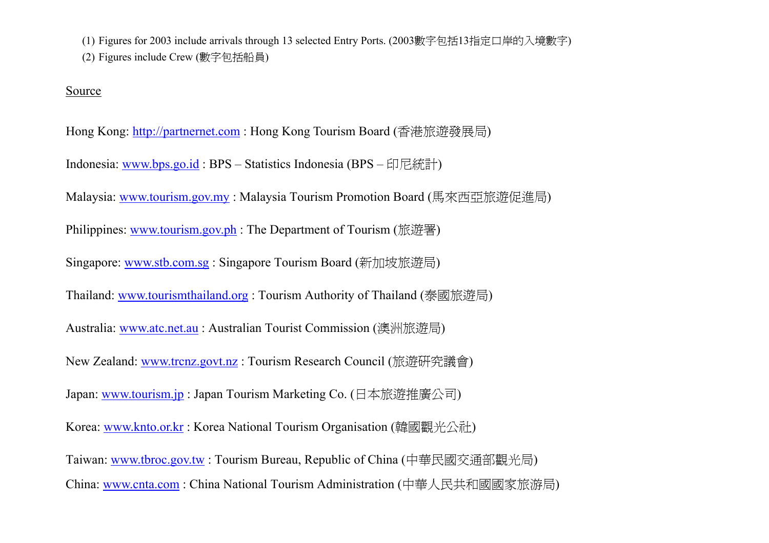(1) Figures for 2003 include arrivals through 13 selected Entry Ports. (2003數字包括13指定口岸的入境數字)

(2) Figures include Crew (數字包括船員)

Source

Hong Kong: http://partnernet.com : Hong Kong Tourism Board (香港旅遊發展局)

Indonesia: www.bps.go.id : BPS – Statistics Indonesia (BPS – 印尼統計)

Malaysia: www.tourism.gov.my : Malaysia Tourism Promotion Board (馬來西亞旅遊促進局)

Philippines: www.tourism.gov.ph : The Department of Tourism (旅遊署)

Singapore: www.stb.com.sg : Singapore Tourism Board (新加坡旅遊局)

Thailand: www.tourismthailand.org : Tourism Authority of Thailand (泰國旅遊局)

Australia: www.atc.net.au : Australian Tourist Commission (澳洲旅遊局)

New Zealand: www.trcnz.govt.nz : Tourism Research Council (旅遊研究議會)

Japan: www.tourism.jp : Japan Tourism Marketing Co. (日本旅遊推廣公司)

Korea: www.knto.or.kr : Korea National Tourism Organisation (韓國觀光公社)

Taiwan: www.tbroc.gov.tw : Tourism Bureau, Republic of China (中華民國交通部觀光局)

China: www.cnta.com : China National Tourism Administration (中華人民共和國國家旅游局)